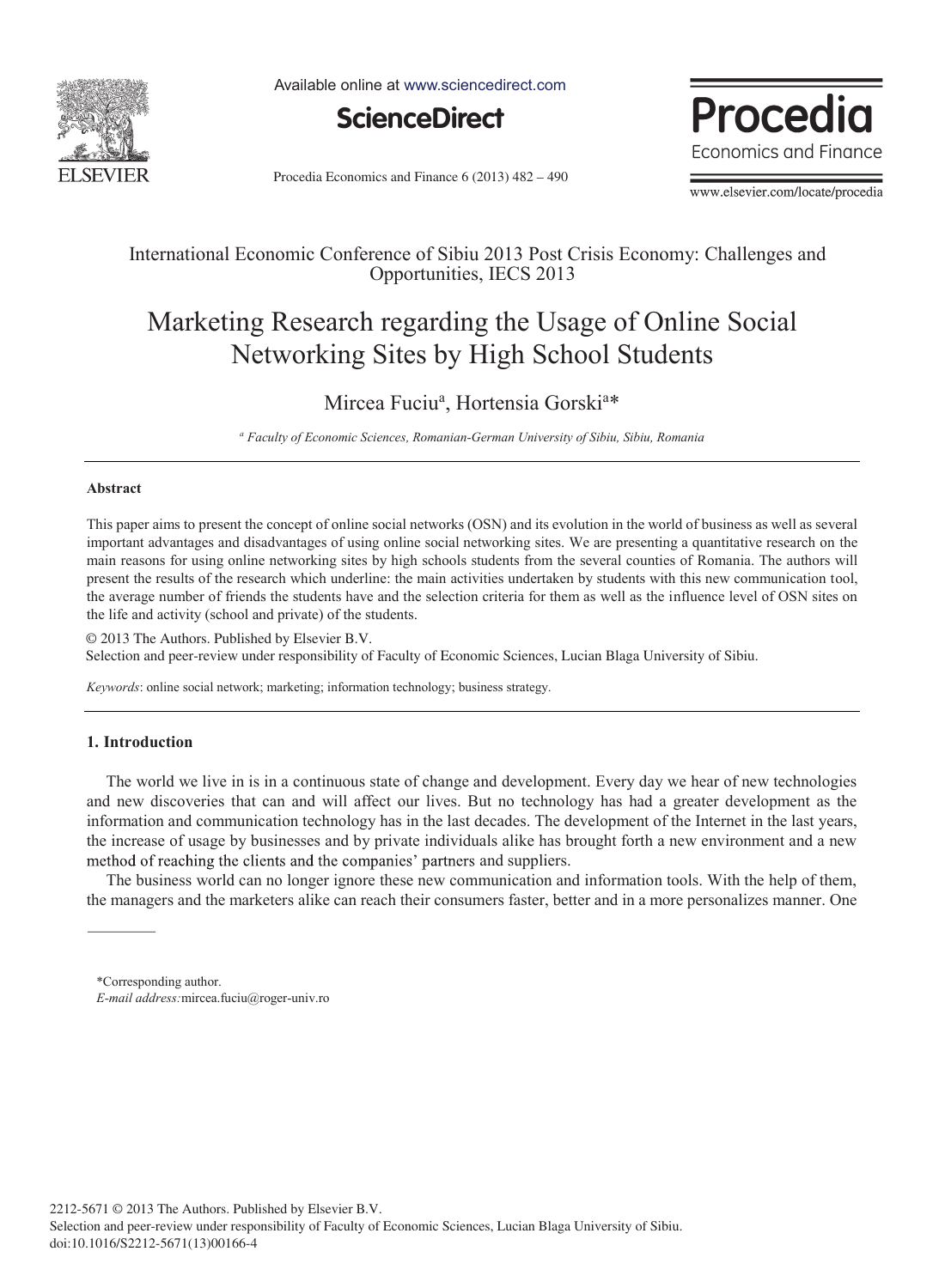International Economic Conference of Sibiu 2013 Post Crisis Economy: Challenges and Opportunities, IECS 2013

# Marketing Research regarding the Usage of Online Social Networking Sites by High School Students

Mircea Fuciu[a], Hortensia Gorski[a]*

[a] *Faculty of Economic Sciences, Romanian-German University of Sibiu, Sibiu, Romania*

---

### Abstract

This paper aims to present the concept of online social networks (OSN) and its evolution in the world of business as well as several important advantages and disadvantages of using online social networking sites. We are presenting a quantitative research on the main reasons for using online networking sites by high schools students from the several counties of Romania. The authors will present the results of the research which underline: the main activities undertaken by students with this new communication tool, the average number of friends the students have and the selection criteria for them as well as the influence level of OSN sites on the life and activity (school and private) of the students.

© 2013 The Authors. Published by Elsevier B.V.
Selection and peer-review under responsibility of Faculty of Economic Sciences, Lucian Blaga University of Sibiu.

*Keywords*: online social network; marketing; information technology; business strategy.

---

## 1. Introduction

The world we live in is in a continuous state of change and development. Every day we hear of new technologies and new discoveries that can and will affect our lives. But no technology has had a greater development as the information and communication technology has in the last decades. The development of the Internet in the last years, the increase of usage by businesses and by private individuals alike has brought forth a new environment and a new method of reaching the clients and the companies' partners and suppliers.

The business world can no longer ignore these new communication and information tools. With the help of them, the managers and the marketers alike can reach their consumers faster, better and in a more personalizes manner. One

---

*Corresponding author.
*E-mail address:* mircea.fuciu@roger-univ.ro

2212-5671 © 2013 The Authors. Published by Elsevier B.V.
Selection and peer-review under responsibility of Faculty of Economic Sciences, Lucian Blaga University of Sibiu.
doi:10.1016/S2212-5671(13)00166-4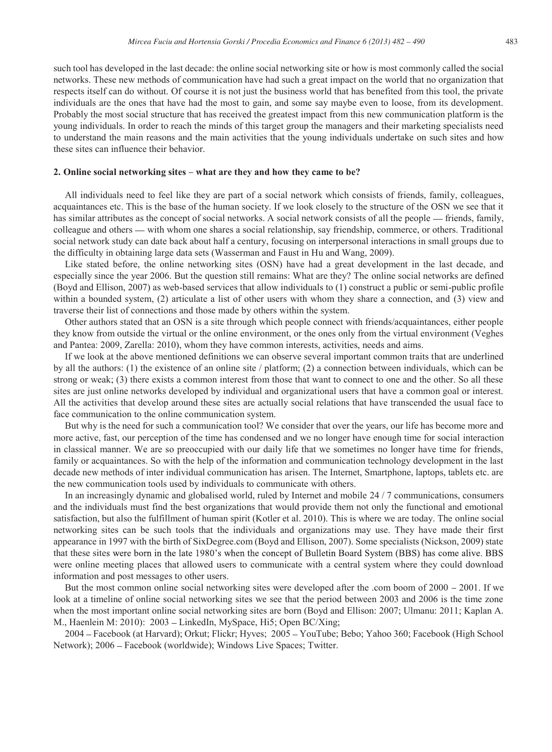such tool has developed in the last decade: the online social networking site or how is most commonly called the social networks. These new methods of communication have had such a great impact on the world that no organization that respects itself can do without. Of course it is not just the business world that has benefited from this tool, the private individuals are the ones that have had the most to gain, and some say maybe even to loose, from its development. Probably the most social structure that has received the greatest impact from this new communication platform is the young individuals. In order to reach the minds of this target group the managers and their marketing specialists need to understand the main reasons and the main activities that the young individuals undertake on such sites and how these sites can influence their behavior.

## 2. Online social networking sites – what are they and how they came to be?

All individuals need to feel like they are part of a social network which consists of friends, family, colleagues, acquaintances etc. This is the base of the human society. If we look closely to the structure of the OSN we see that it has similar attributes as the concept of social networks. A social network consists of all the people — friends, family, colleague and others — with whom one shares a social relationship, say friendship, commerce, or others. Traditional social network study can date back about half a century, focusing on interpersonal interactions in small groups due to the difficulty in obtaining large data sets (Wasserman and Faust in Hu and Wang, 2009).

Like stated before, the online networking sites (OSN) have had a great development in the last decade, and especially since the year 2006. But the question still remains: What are they? The online social networks are defined (Boyd and Ellison, 2007) as web-based services that allow individuals to (1) construct a public or semi-public profile within a bounded system, (2) articulate a list of other users with whom they share a connection, and (3) view and traverse their list of connections and those made by others within the system.

Other authors stated that an OSN is a site through which people connect with friends/acquaintances, either people they know from outside the virtual or the online environment, or the ones only from the virtual environment (Veghes and Pantea: 2009, Zarella: 2010), whom they have common interests, activities, needs and aims.

If we look at the above mentioned definitions we can observe several important common traits that are underlined by all the authors: (1) the existence of an online site / platform; (2) a connection between individuals, which can be strong or weak; (3) there exists a common interest from those that want to connect to one and the other. So all these sites are just online networks developed by individual and organizational users that have a common goal or interest. All the activities that develop around these sites are actually social relations that have transcended the usual face to face communication to the online communication system.

But why is the need for such a communication tool? We consider that over the years, our life has become more and more active, fast, our perception of the time has condensed and we no longer have enough time for social interaction in classical manner. We are so preoccupied with our daily life that we sometimes no longer have time for friends, family or acquaintances. So with the help of the information and communication technology development in the last decade new methods of inter individual communication has arisen. The Internet, Smartphone, laptops, tablets etc. are the new communication tools used by individuals to communicate with others.

In an increasingly dynamic and globalised world, ruled by Internet and mobile 24 / 7 communications, consumers and the individuals must find the best organizations that would provide them not only the functional and emotional satisfaction, but also the fulfillment of human spirit (Kotler et al. 2010). This is where we are today. The online social networking sites can be such tools that the individuals and organizations may use. They have made their first appearance in 1997 with the birth of SixDegree.com (Boyd and Ellison, 2007). Some specialists (Nickson, 2009) state that these sites were born in the late 1980's when the concept of Bulletin Board System (BBS) has come alive. BBS were online meeting places that allowed users to communicate with a central system where they could download information and post messages to other users.

But the most common online social networking sites were developed after the .com boom of 2000 – 2001. If we look at a timeline of online social networking sites we see that the period between 2003 and 2006 is the time zone when the most important online social networking sites are born (Boyd and Ellison: 2007; Ulmanu: 2011; Kaplan A. M., Haenlein M: 2010): 2003 – LinkedIn, MySpace, Hi5; Open BC/Xing;

2004 – Facebook (at Harvard); Orkut; Flickr; Hyves; 2005 – YouTube; Bebo; Yahoo 360; Facebook (High School Network); 2006 – Facebook (worldwide); Windows Live Spaces; Twitter.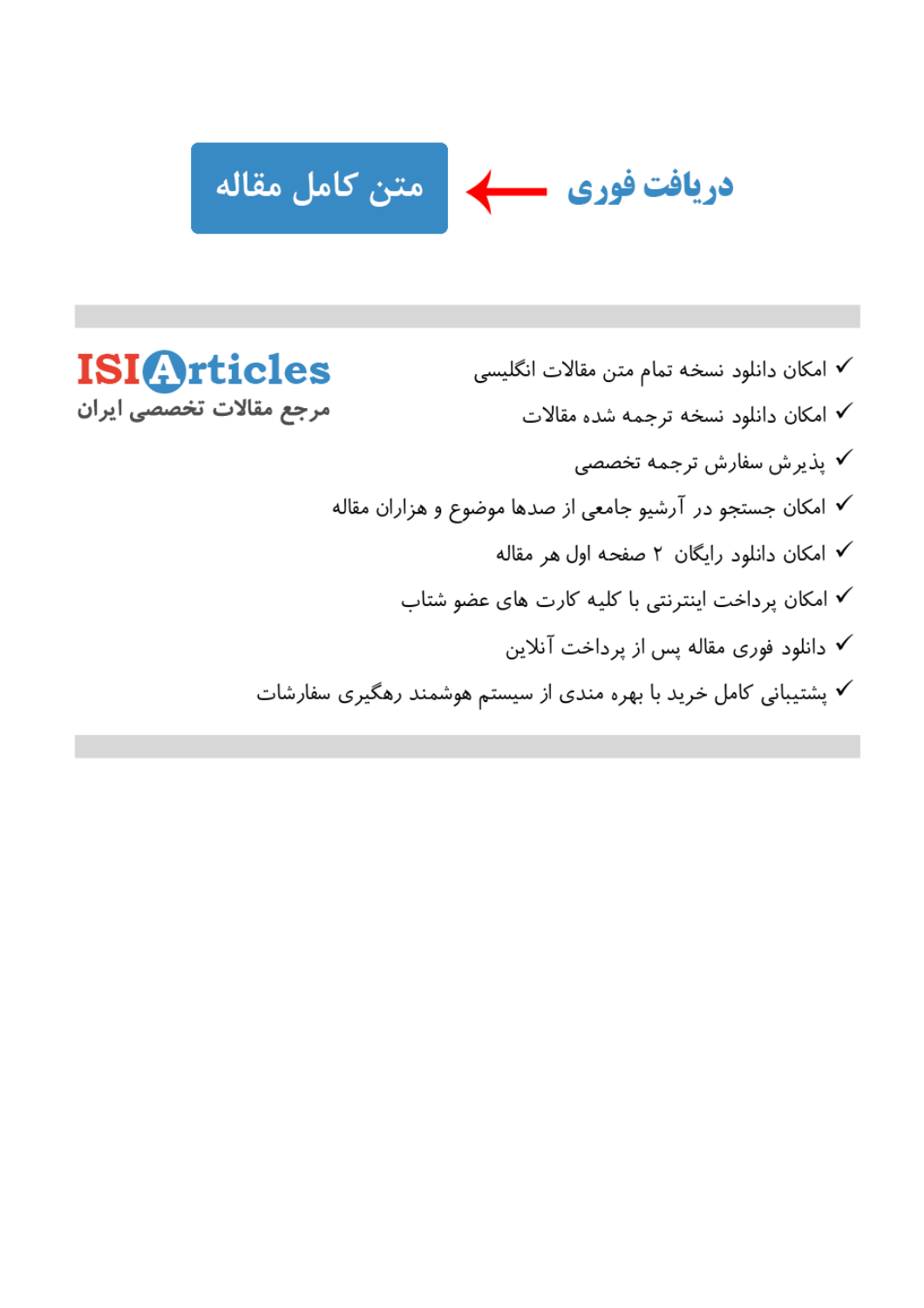دریافت فوری ← **متن کامل مقاله**

**ISIArticles**
مرجع مقالات تخصصی ایران

- ✓ امکان دانلود نسخه تمام متن مقالات انگلیسی
- ✓ امکان دانلود نسخه ترجمه شده مقالات
- ✓ پذیرش سفارش ترجمه تخصصی
- ✓ امکان جستجو در آرشیو جامعی از صدها موضوع و هزاران مقاله
- ✓ امکان دانلود رایگان ۲ صفحه اول هر مقاله
- ✓ امکان پرداخت اینترنتی با کلیه کارت های عضو شتاب
- ✓ دانلود فوری مقاله پس از پرداخت آنلاین
- ✓ پشتیبانی کامل خرید با بهره مندی از سیستم هوشمند رهگیری سفارشات